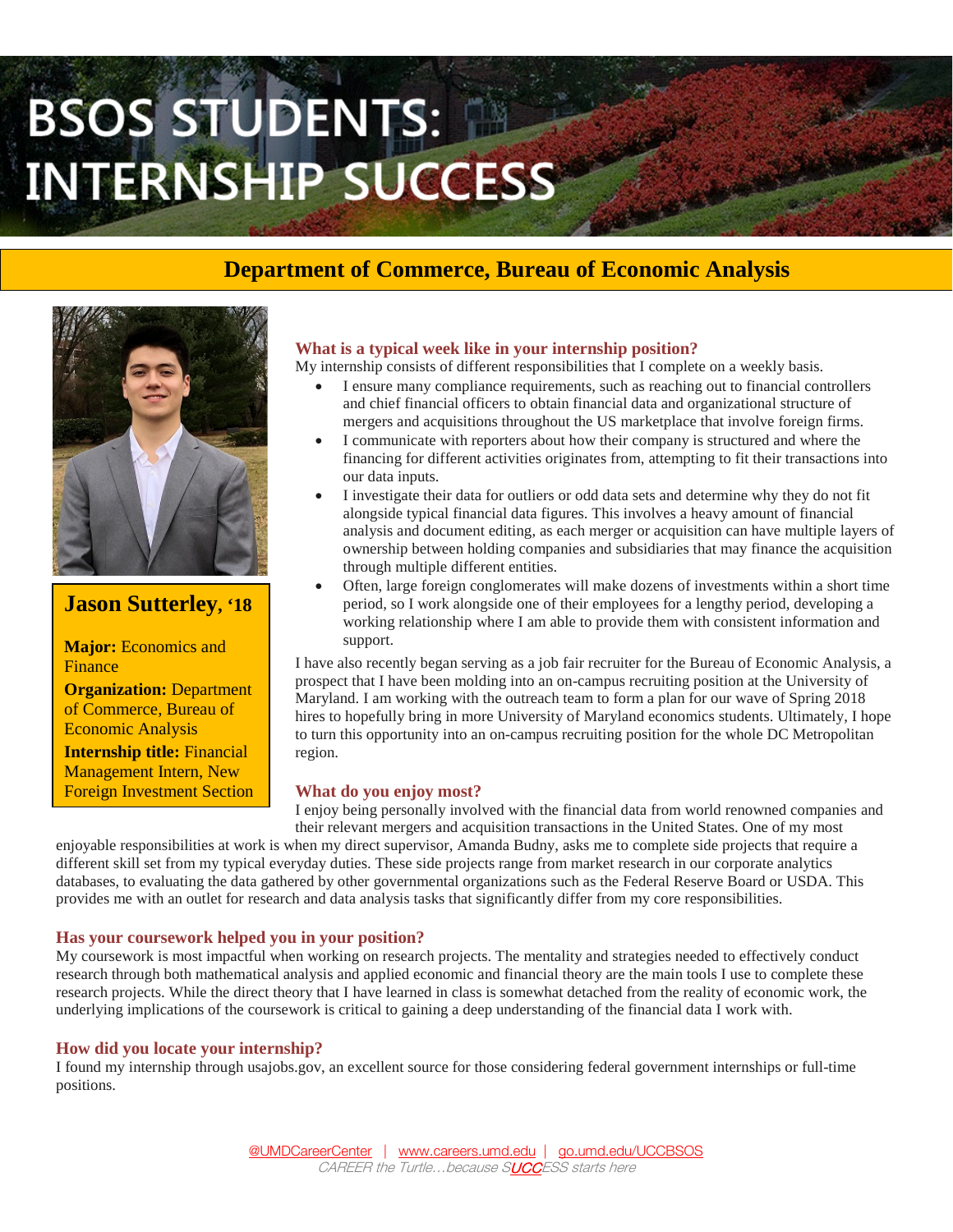# BSOS STUDENTS: INTERNSHIP SUCCESS

## Department of Commerce, Bureau of Economic Analysis

**Jason Sutterley, '18**

**Major:** Economics and Finance

**Organization:** Department of Commerce, Bureau of Economic Analysis

**Internship title:** Financial Management Intern, New Foreign Investment Section

### What is a typical week like in your internship position?

My internship consists of different responsibilities that I complete on a weekly basis.

- I ensure many compliance requirements, such as reaching out to financial controllers and chief financial officers to obtain financial data and organizational structure of mergers and acquisitions throughout the US marketplace that involve foreign firms.
- I communicate with reporters about how their company is structured and where the financing for different activities originates from, attempting to fit their transactions into our data inputs.
- I investigate their data for outliers or odd data sets and determine why they do not fit alongside typical financial data figures. This involves a heavy amount of financial analysis and document editing, as each merger or acquisition can have multiple layers of ownership between holding companies and subsidiaries that may finance the acquisition through multiple different entities.
- Often, large foreign conglomerates will make dozens of investments within a short time period, so I work alongside one of their employees for a lengthy period, developing a working relationship where I am able to provide them with consistent information and support.

I have also recently began serving as a job fair recruiter for the Bureau of Economic Analysis, a prospect that I have been molding into an on-campus recruiting position at the University of Maryland. I am working with the outreach team to form a plan for our wave of Spring 2018 hires to hopefully bring in more University of Maryland economics students. Ultimately, I hope to turn this opportunity into an on-campus recruiting position for the whole DC Metropolitan region.

### What do you enjoy most?

I enjoy being personally involved with the financial data from world renowned companies and their relevant mergers and acquisition transactions in the United States. One of my most enjoyable responsibilities at work is when my direct supervisor, Amanda Budny, asks me to complete side projects that require a different skill set from my typical everyday duties. These side projects range from market research in our corporate analytics databases, to evaluating the data gathered by other governmental organizations such as the Federal Reserve Board or USDA. This provides me with an outlet for research and data analysis tasks that significantly differ from my core responsibilities.

### Has your coursework helped you in your position?

My coursework is most impactful when working on research projects. The mentality and strategies needed to effectively conduct research through both mathematical analysis and applied economic and financial theory are the main tools I use to complete these research projects. While the direct theory that I have learned in class is somewhat detached from the reality of economic work, the underlying implications of the coursework is critical to gaining a deep understanding of the financial data I work with.

### How did you locate your internship?

I found my internship through usajobs.gov, an excellent source for those considering federal government internships or full-time positions.

@UMDCareerCenter | www.careers.umd.edu | go.umd.edu/UCCBSOS

*CAREER the Turtle…because SUCCESS starts here*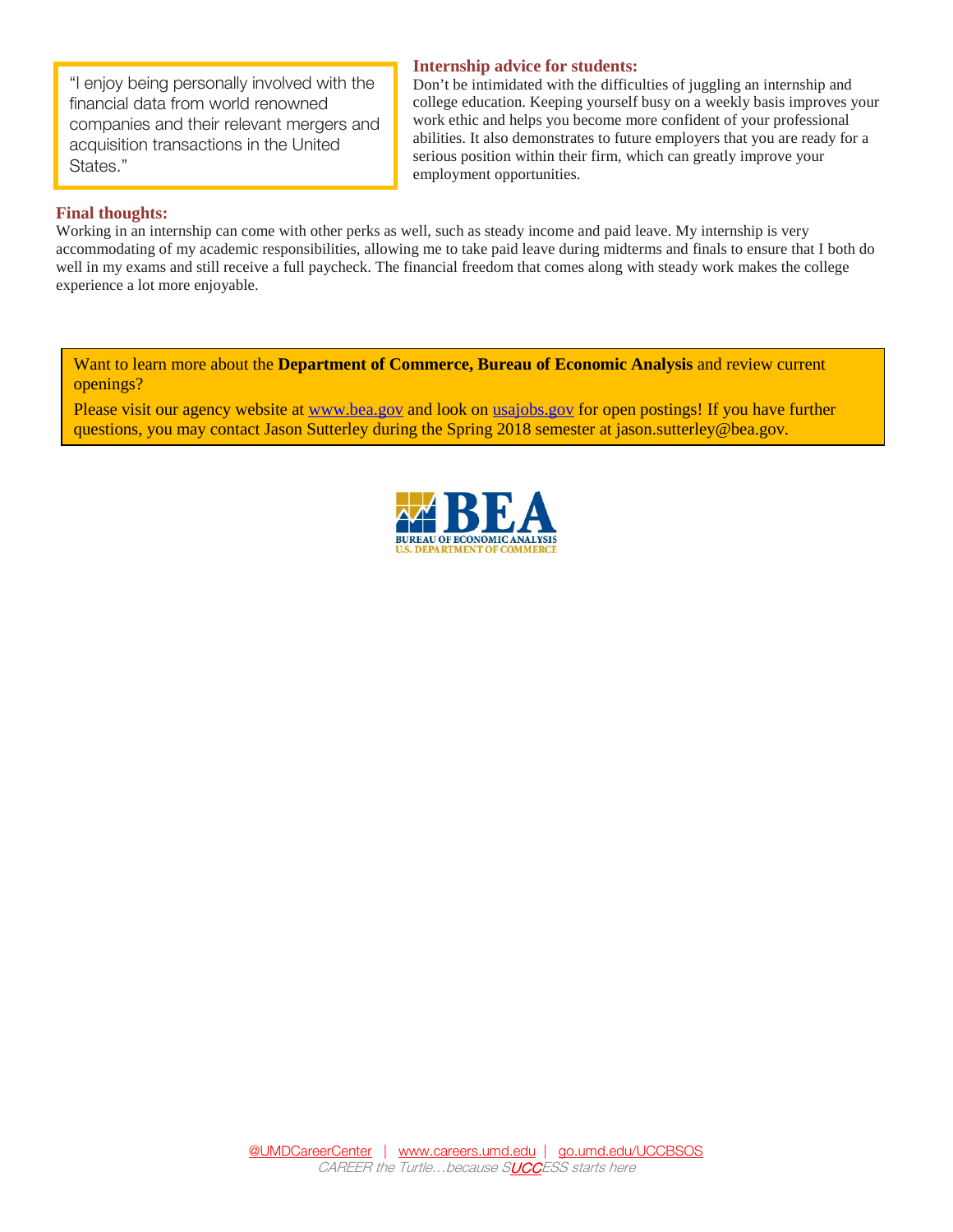> "I enjoy being personally involved with the financial data from world renowned companies and their relevant mergers and acquisition transactions in the United States."

### Internship advice for students:

Don't be intimidated with the difficulties of juggling an internship and college education. Keeping yourself busy on a weekly basis improves your work ethic and helps you become more confident of your professional abilities. It also demonstrates to future employers that you are ready for a serious position within their firm, which can greatly improve your employment opportunities.

### Final thoughts:

Working in an internship can come with other perks as well, such as steady income and paid leave. My internship is very accommodating of my academic responsibilities, allowing me to take paid leave during midterms and finals to ensure that I both do well in my exams and still receive a full paycheck. The financial freedom that comes along with steady work makes the college experience a lot more enjoyable.

Want to learn more about the **Department of Commerce, Bureau of Economic Analysis** and review current openings?

Please visit our agency website at [www.bea.gov](http://www.bea.gov) and look on [usajobs.gov](http://usajobs.gov) for open postings! If you have further questions, you may contact Jason Sutterley during the Spring 2018 semester at jason.sutterley@bea.gov.

BEA
BUREAU OF ECONOMIC ANALYSIS
U.S. DEPARTMENT OF COMMERCE

@UMDCareerCenter | www.careers.umd.edu | go.umd.edu/UCCBSOS

*CAREER the Turtle…because SUCCESS starts here*